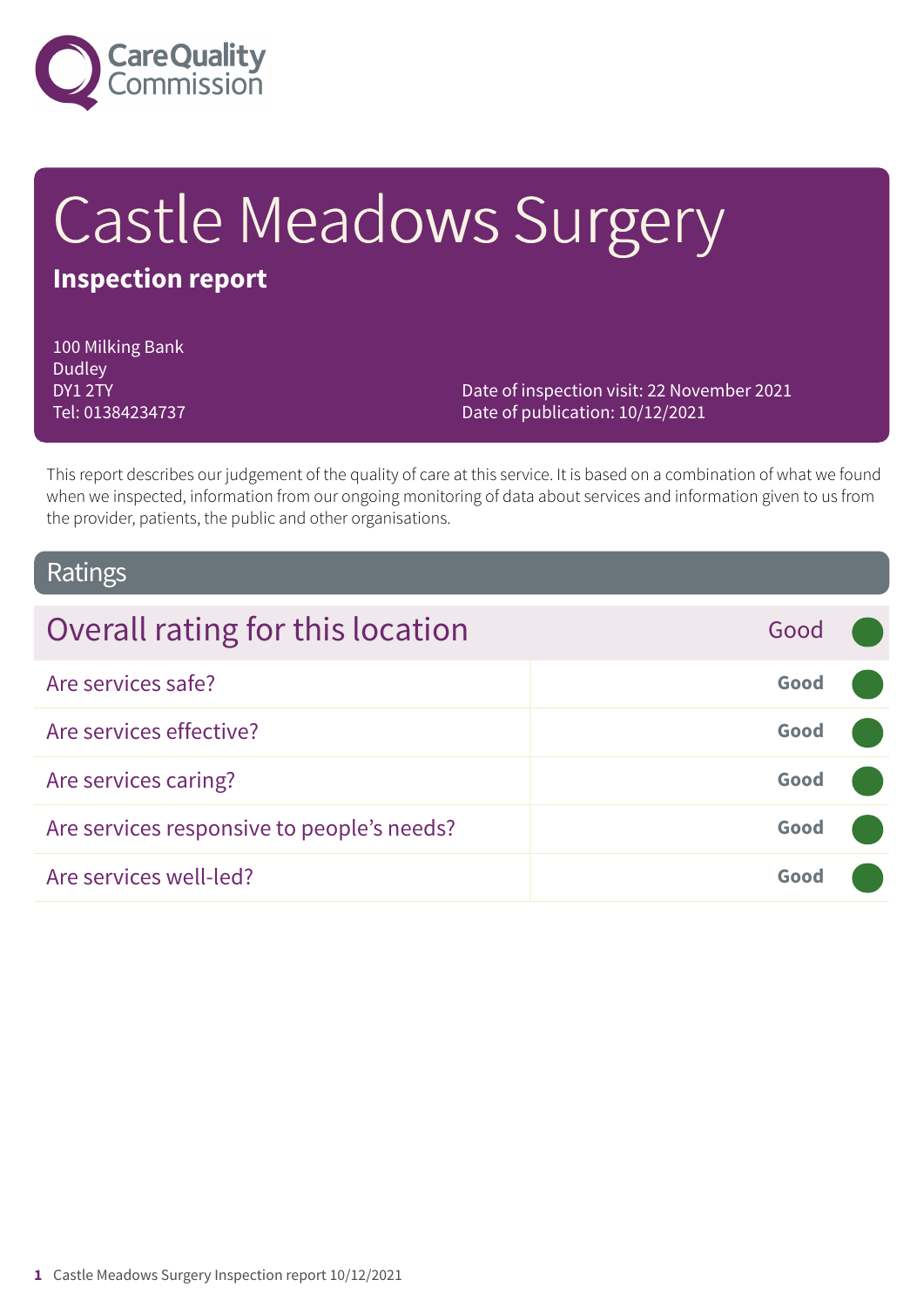# Castle Meadows Surgery

**Inspection report**

100 Milking Bank
Dudley
DY1 2TY
Tel: 01384234737

Date of inspection visit: 22 November 2021
Date of publication: 10/12/2021

This report describes our judgement of the quality of care at this service. It is based on a combination of what we found when we inspected, information from our ongoing monitoring of data about services and information given to us from the provider, patients, the public and other organisations.

## Ratings

| Overall rating for this location | Good |
| --- | --- |
| Are services safe? | Good |
| Are services effective? | Good |
| Are services caring? | Good |
| Are services responsive to people's needs? | Good |
| Are services well-led? | Good |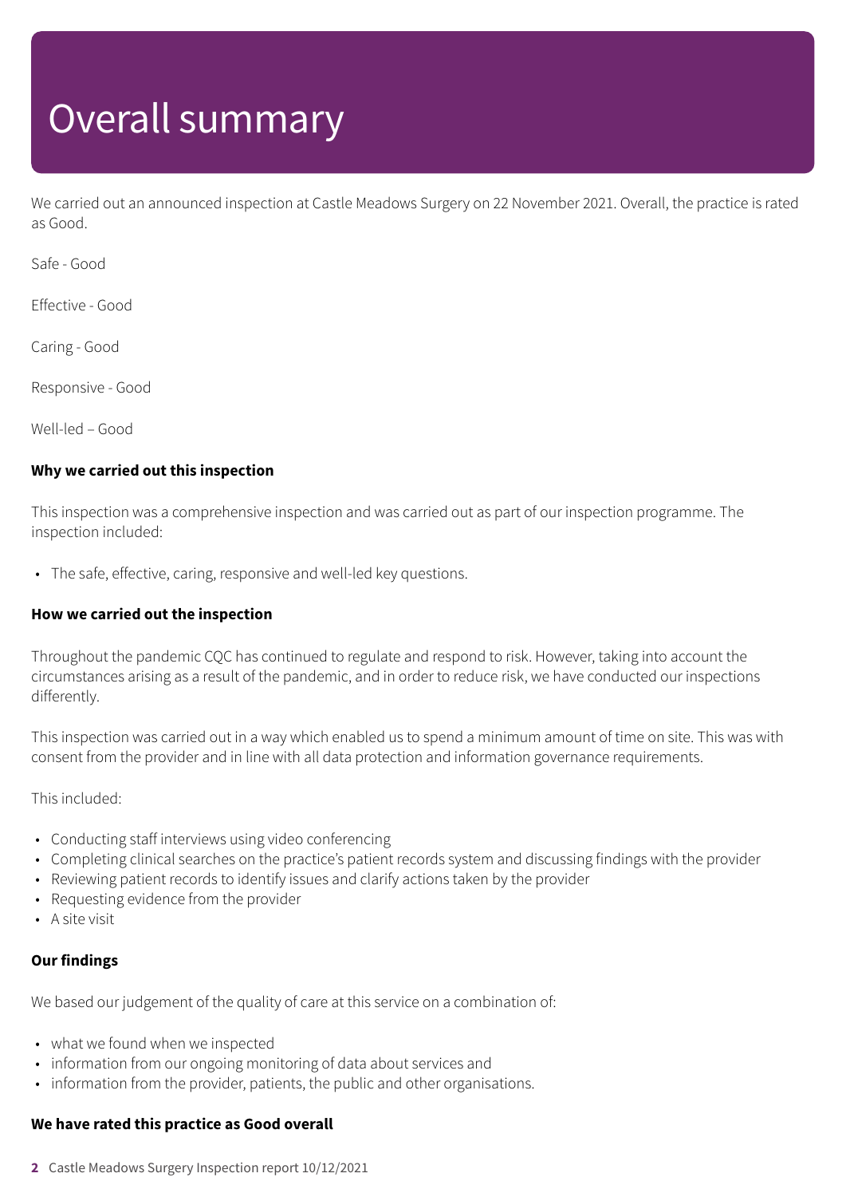# Overall summary

We carried out an announced inspection at Castle Meadows Surgery on 22 November 2021. Overall, the practice is rated as Good.

Safe - Good

Effective - Good

Caring - Good

Responsive - Good

Well-led – Good

**Why we carried out this inspection**

This inspection was a comprehensive inspection and was carried out as part of our inspection programme. The inspection included:

- The safe, effective, caring, responsive and well-led key questions.

**How we carried out the inspection**

Throughout the pandemic CQC has continued to regulate and respond to risk. However, taking into account the circumstances arising as a result of the pandemic, and in order to reduce risk, we have conducted our inspections differently.

This inspection was carried out in a way which enabled us to spend a minimum amount of time on site. This was with consent from the provider and in line with all data protection and information governance requirements.

This included:

- Conducting staff interviews using video conferencing
- Completing clinical searches on the practice's patient records system and discussing findings with the provider
- Reviewing patient records to identify issues and clarify actions taken by the provider
- Requesting evidence from the provider
- A site visit

**Our findings**

We based our judgement of the quality of care at this service on a combination of:

- what we found when we inspected
- information from our ongoing monitoring of data about services and
- information from the provider, patients, the public and other organisations.

**We have rated this practice as Good overall**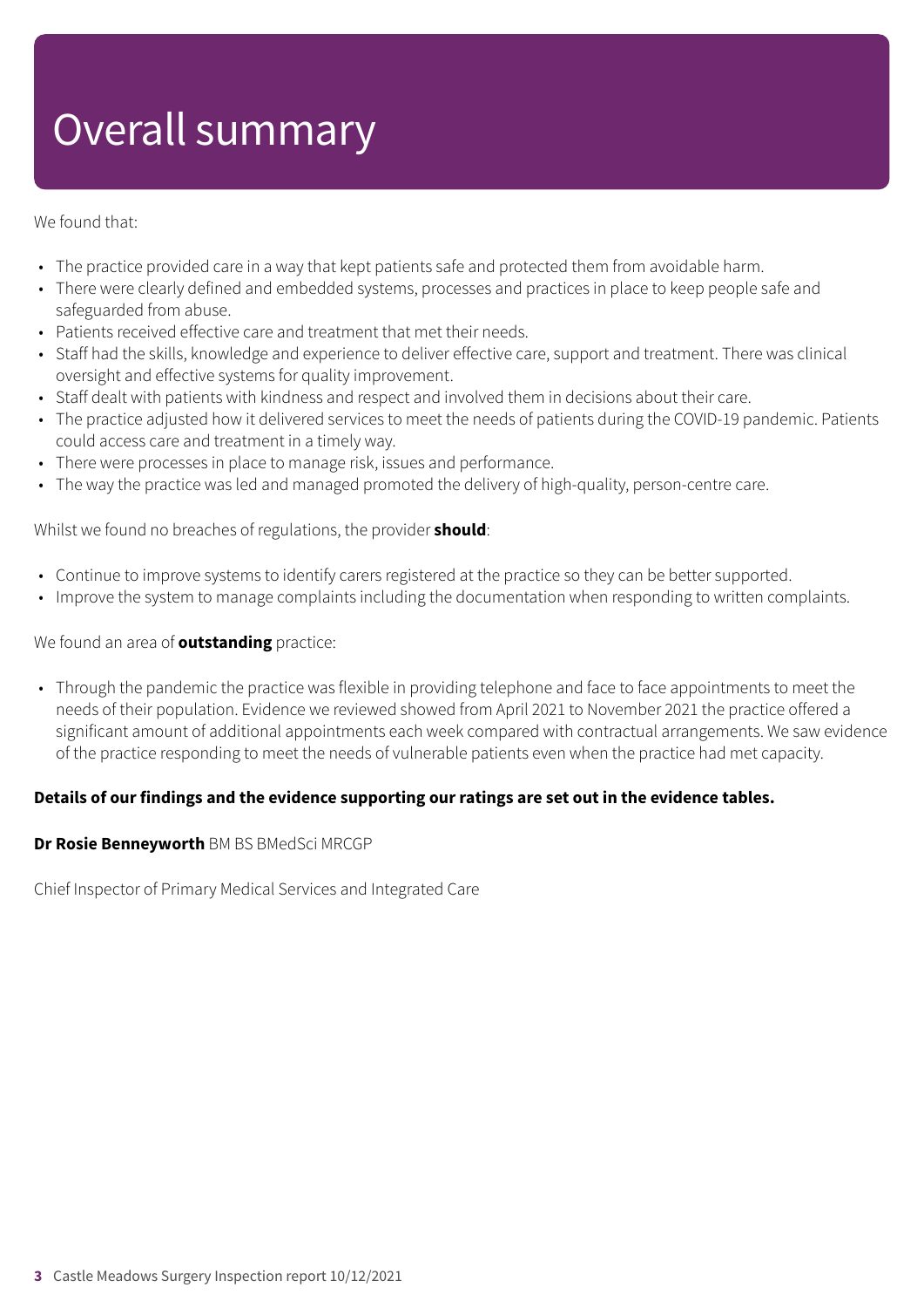# Overall summary

We found that:

- The practice provided care in a way that kept patients safe and protected them from avoidable harm.
- There were clearly defined and embedded systems, processes and practices in place to keep people safe and safeguarded from abuse.
- Patients received effective care and treatment that met their needs.
- Staff had the skills, knowledge and experience to deliver effective care, support and treatment. There was clinical oversight and effective systems for quality improvement.
- Staff dealt with patients with kindness and respect and involved them in decisions about their care.
- The practice adjusted how it delivered services to meet the needs of patients during the COVID-19 pandemic. Patients could access care and treatment in a timely way.
- There were processes in place to manage risk, issues and performance.
- The way the practice was led and managed promoted the delivery of high-quality, person-centre care.

Whilst we found no breaches of regulations, the provider **should**:

- Continue to improve systems to identify carers registered at the practice so they can be better supported.
- Improve the system to manage complaints including the documentation when responding to written complaints.

We found an area of **outstanding** practice:

- Through the pandemic the practice was flexible in providing telephone and face to face appointments to meet the needs of their population. Evidence we reviewed showed from April 2021 to November 2021 the practice offered a significant amount of additional appointments each week compared with contractual arrangements. We saw evidence of the practice responding to meet the needs of vulnerable patients even when the practice had met capacity.

**Details of our findings and the evidence supporting our ratings are set out in the evidence tables.**

**Dr Rosie Benneyworth** BM BS BMedSci MRCGP

Chief Inspector of Primary Medical Services and Integrated Care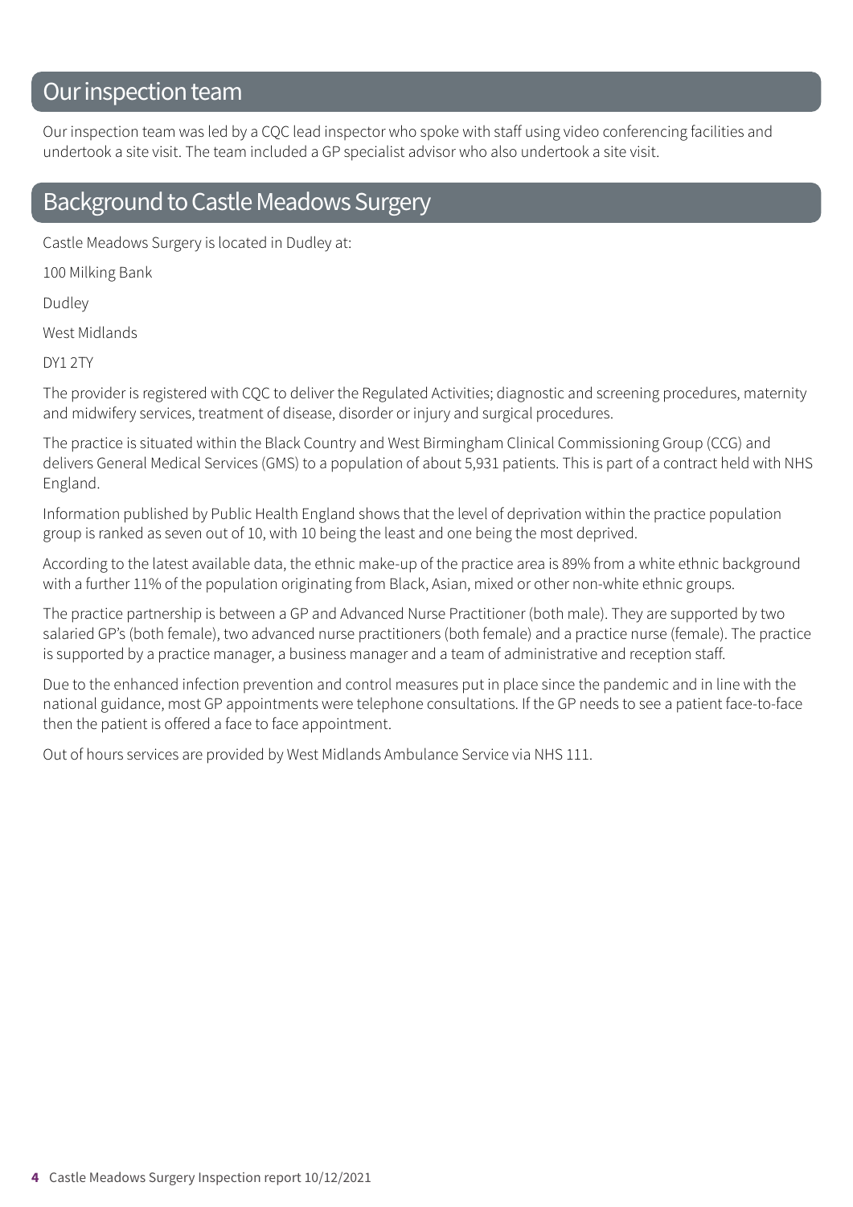## Our inspection team

Our inspection team was led by a CQC lead inspector who spoke with staff using video conferencing facilities and undertook a site visit. The team included a GP specialist advisor who also undertook a site visit.

## Background to Castle Meadows Surgery

Castle Meadows Surgery is located in Dudley at:

100 Milking Bank

Dudley

West Midlands

DY1 2TY

The provider is registered with CQC to deliver the Regulated Activities; diagnostic and screening procedures, maternity and midwifery services, treatment of disease, disorder or injury and surgical procedures.

The practice is situated within the Black Country and West Birmingham Clinical Commissioning Group (CCG) and delivers General Medical Services (GMS) to a population of about 5,931 patients. This is part of a contract held with NHS England.

Information published by Public Health England shows that the level of deprivation within the practice population group is ranked as seven out of 10, with 10 being the least and one being the most deprived.

According to the latest available data, the ethnic make-up of the practice area is 89% from a white ethnic background with a further 11% of the population originating from Black, Asian, mixed or other non-white ethnic groups.

The practice partnership is between a GP and Advanced Nurse Practitioner (both male). They are supported by two salaried GP's (both female), two advanced nurse practitioners (both female) and a practice nurse (female). The practice is supported by a practice manager, a business manager and a team of administrative and reception staff.

Due to the enhanced infection prevention and control measures put in place since the pandemic and in line with the national guidance, most GP appointments were telephone consultations. If the GP needs to see a patient face-to-face then the patient is offered a face to face appointment.

Out of hours services are provided by West Midlands Ambulance Service via NHS 111.